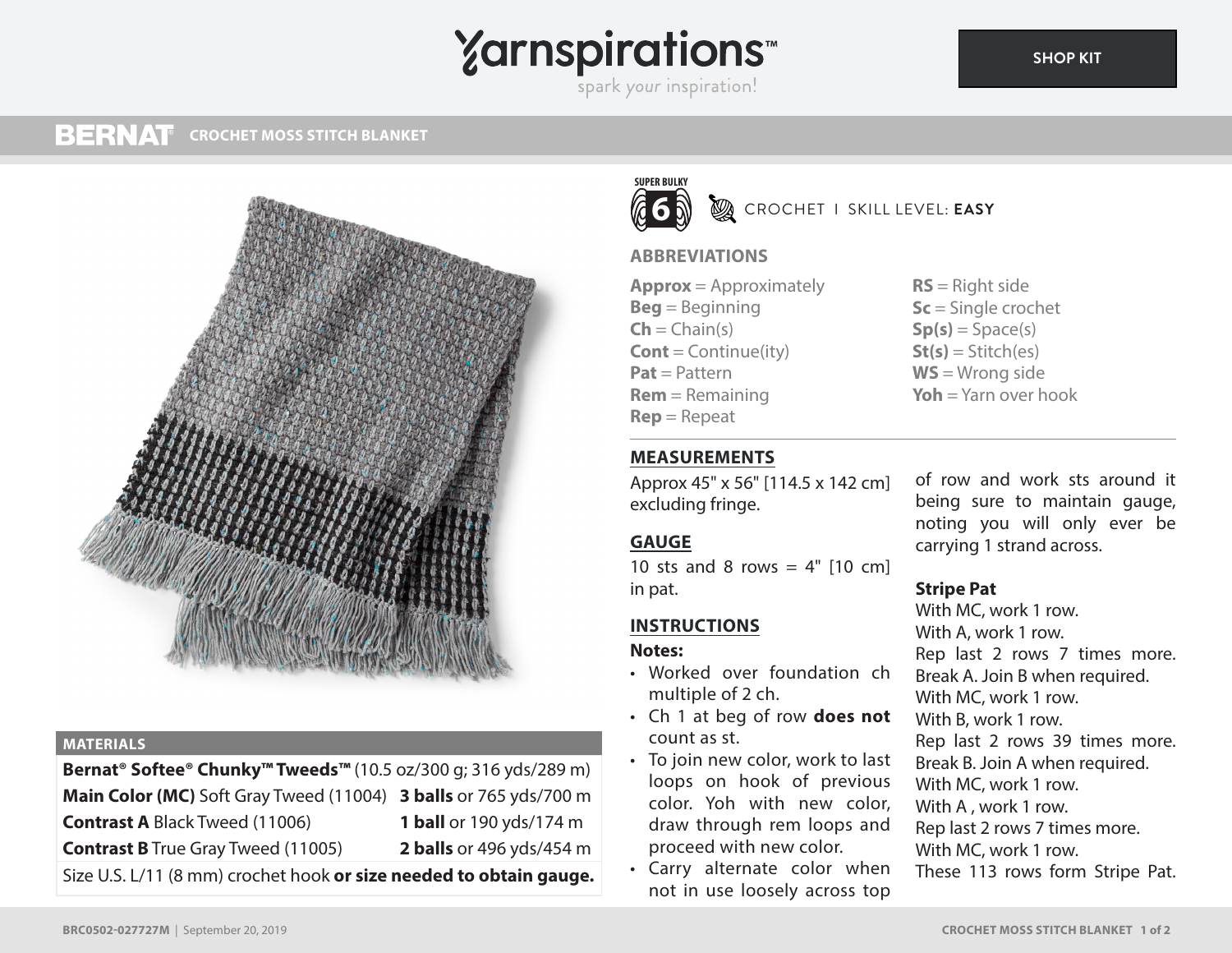# Yarnspirations

spark your inspiration!

SHOP KIT

## BERNAT CROCHET MOSS STITCH BLANKET

SUPER BULKY 6

CROCHET | SKILL LEVEL: **EASY**

## MATERIALS

| | |
|---|---|
| **Bernat® Softee® Chunky™ Tweeds™** (10.5 oz/300 g; 316 yds/289 m) | |
| **Main Color (MC)** Soft Gray Tweed (11004) | **3 balls** or 765 yds/700 m |
| **Contrast A** Black Tweed (11006) | **1 ball** or 190 yds/174 m |
| **Contrast B** True Gray Tweed (11005) | **2 balls** or 496 yds/454 m |
| Size U.S. L/11 (8 mm) crochet hook **or size needed to obtain gauge.** | |

## ABBREVIATIONS

**Approx** = Approximately
**Beg** = Beginning
**Ch** = Chain(s)
**Cont** = Continue(ity)
**Pat** = Pattern
**Rem** = Remaining
**Rep** = Repeat
**RS** = Right side
**Sc** = Single crochet
**Sp(s)** = Space(s)
**St(s)** = Stitch(es)
**WS** = Wrong side
**Yoh** = Yarn over hook

## MEASUREMENTS

Approx 45" x 56" [114.5 x 142 cm] excluding fringe.

## GAUGE

10 sts and 8 rows = 4" [10 cm] in pat.

## INSTRUCTIONS

**Notes:**

- Worked over foundation ch multiple of 2 ch.
- Ch 1 at beg of row **does not** count as st.
- To join new color, work to last loops on hook of previous color. Yoh with new color, draw through rem loops and proceed with new color.
- Carry alternate color when not in use loosely across top of row and work sts around it being sure to maintain gauge, noting you will only ever be carrying 1 strand across.

**Stripe Pat**

With MC, work 1 row.
With A, work 1 row.
Rep last 2 rows 7 times more.
Break A. Join B when required.
With MC, work 1 row.
With B, work 1 row.
Rep last 2 rows 39 times more.
Break B. Join A when required.
With MC, work 1 row.
With A , work 1 row.
Rep last 2 rows 7 times more.
With MC, work 1 row.
These 113 rows form Stripe Pat.

BRC0502-027727M | September 20, 2019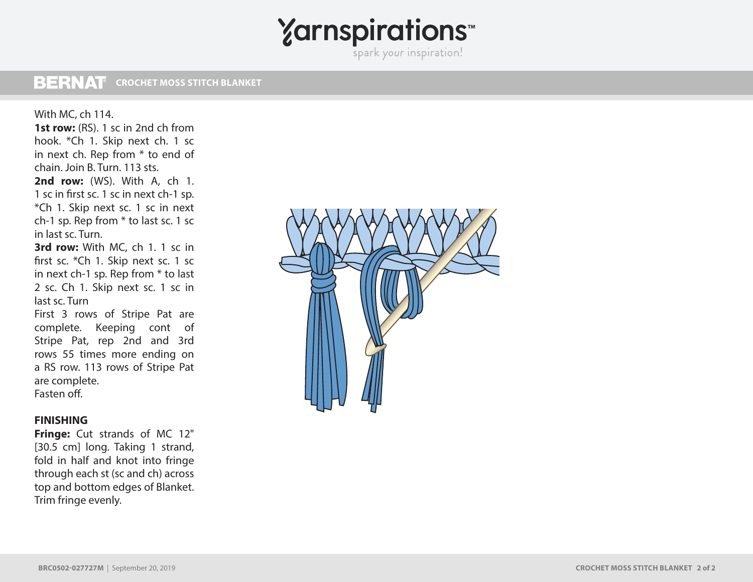With MC, ch 114.

**1st row:** (RS). 1 sc in 2nd ch from hook. *Ch 1. Skip next ch. 1 sc in next ch. Rep from * to end of chain. Join B. Turn. 113 sts.

**2nd row:** (WS). With A, ch 1. 1 sc in first sc. 1 sc in next ch-1 sp. *Ch 1. Skip next sc. 1 sc in next ch-1 sp. Rep from * to last sc. 1 sc in last sc. Turn.

**3rd row:** With MC, ch 1. 1 sc in first sc. *Ch 1. Skip next sc. 1 sc in next ch-1 sp. Rep from * to last 2 sc. Ch 1. Skip next sc. 1 sc in last sc. Turn

First 3 rows of Stripe Pat are complete. Keeping cont of Stripe Pat, rep 2nd and 3rd rows 55 times more ending on a RS row. 113 rows of Stripe Pat are complete.

Fasten off.

## FINISHING

**Fringe:** Cut strands of MC 12" [30.5 cm] long. Taking 1 strand, fold in half and knot into fringe through each st (sc and ch) across top and bottom edges of Blanket. Trim fringe evenly.